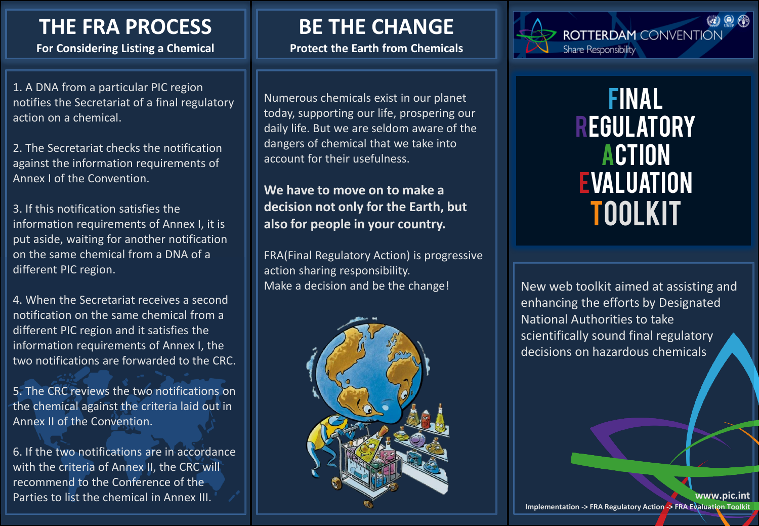# THE FRA PROCESS

**For Considering Listing a Chemical**

1. A DNA from a particular PIC region notifies the Secretariat of a final regulatory action on a chemical.

2. The Secretariat checks the notification against the information requirements of Annex I of the Convention.

3. If this notification satisfies the information requirements of Annex I, it is put aside, waiting for another notification on the same chemical from a DNA of a different PIC region.

4. When the Secretariat receives a second notification on the same chemical from a different PIC region and it satisfies the information requirements of Annex I, the two notifications are forwarded to the CRC.

5. The CRC reviews the two notifications on the chemical against the criteria laid out in Annex II of the Convention.

6. If the two notifications are in accordance with the criteria of Annex II, the CRC will recommend to the Conference of the Parties to list the chemical in Annex III.

# BE THE CHANGE

**Protect the Earth from Chemicals**

Numerous chemicals exist in our planet today, supporting our life, prospering our daily life. But we are seldom aware of the dangers of chemical that we take into account for their usefulness.

**We have to move on to make a decision not only for the Earth, but also for people in your country.**

FRA(Final Regulatory Action) is progressive action sharing responsibility.
Make a decision and be the change!

ROTTERDAM CONVENTION
Share Responsibility

# FINAL REGULATORY ACTION EVALUATION TOOLKIT

New web toolkit aimed at assisting and enhancing the efforts by Designated National Authorities to take scientifically sound final regulatory decisions on hazardous chemicals

www.pic.int

Implementation -> FRA Regulatory Action -> FRA Evaluation Toolkit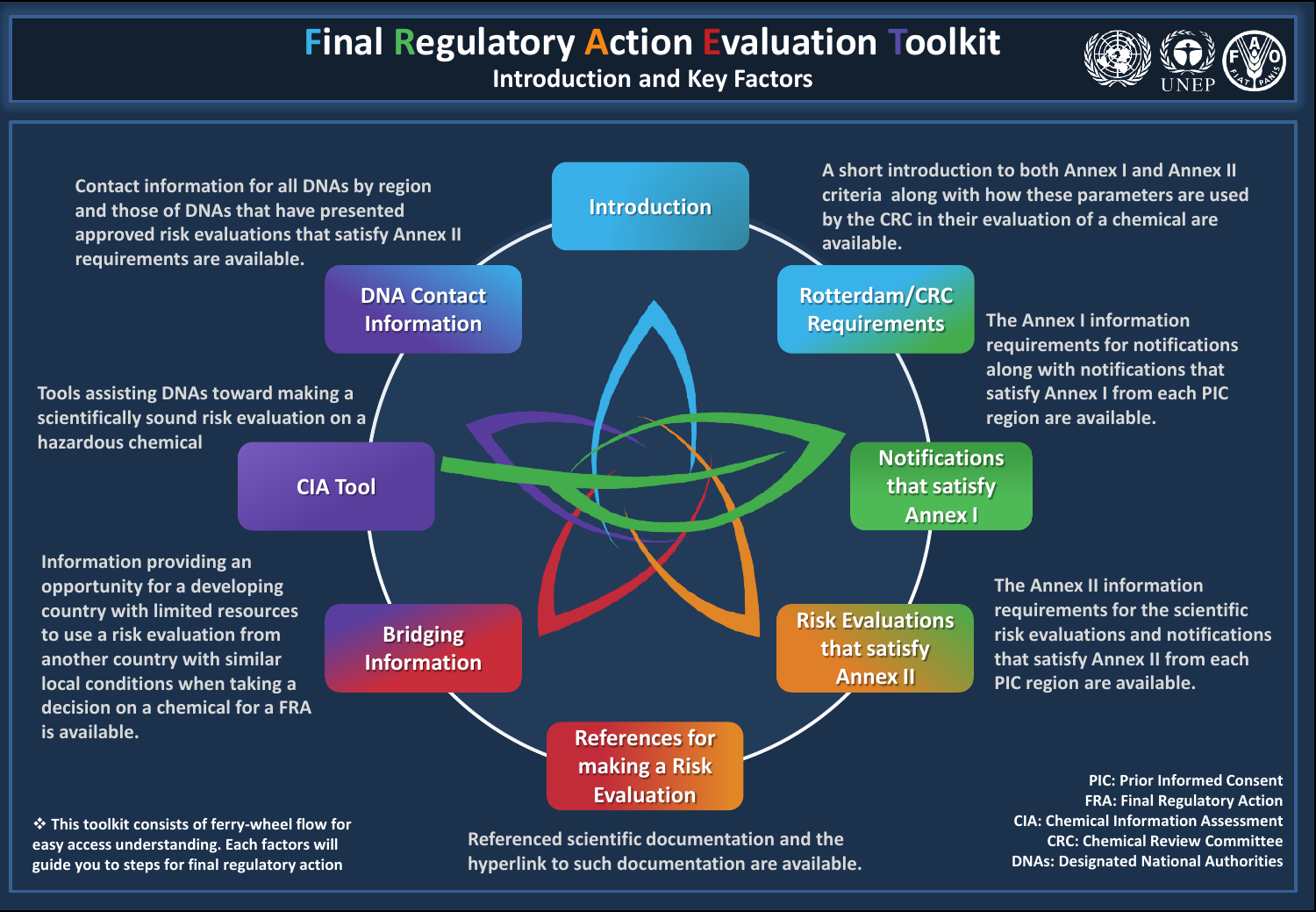# Final Regulatory Action Evaluation Toolkit

## Introduction and Key Factors

**Introduction**

A short introduction to both Annex I and Annex II criteria along with how these parameters are used by the CRC in their evaluation of a chemical are available.

**Rotterdam/CRC Requirements**

The Annex I information requirements for notifications along with notifications that satisfy Annex I from each PIC region are available.

**Notifications that satisfy Annex I**

**Risk Evaluations that satisfy Annex II**

The Annex II information requirements for the scientific risk evaluations and notifications that satisfy Annex II from each PIC region are available.

**References for making a Risk Evaluation**

Referenced scientific documentation and the hyperlink to such documentation are available.

**Bridging Information**

Information providing an opportunity for a developing country with limited resources to use a risk evaluation from another country with similar local conditions when taking a decision on a chemical for a FRA is available.

**CIA Tool**

Tools assisting DNAs toward making a scientifically sound risk evaluation on a hazardous chemical

**DNA Contact Information**

Contact information for all DNAs by region and those of DNAs that have presented approved risk evaluations that satisfy Annex II requirements are available.

❖ This toolkit consists of ferry-wheel flow for easy access understanding. Each factors will guide you to steps for final regulatory action

PIC: Prior Informed Consent
FRA: Final Regulatory Action
CIA: Chemical Information Assessment
CRC: Chemical Review Committee
DNAs: Designated National Authorities